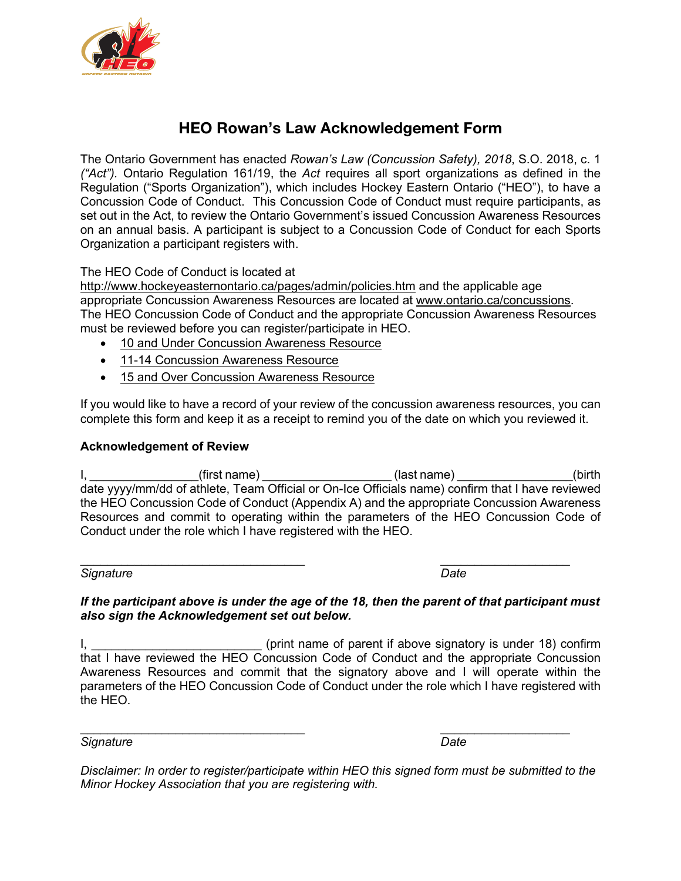# HEO Rowan's Law Acknowledgement Form

The Ontario Government has enacted *Rowan's Law (Concussion Safety), 2018*, S.O. 2018, c. 1 *("Act").* Ontario Regulation 161/19, the *Act* requires all sport organizations as defined in the Regulation ("Sports Organization"), which includes Hockey Eastern Ontario ("HEO"), to have a Concussion Code of Conduct. This Concussion Code of Conduct must require participants, as set out in the Act, to review the Ontario Government's issued Concussion Awareness Resources on an annual basis. A participant is subject to a Concussion Code of Conduct for each Sports Organization a participant registers with.

The HEO Code of Conduct is located at http://www.hockeyeasternontario.ca/pages/admin/policies.htm and the applicable age appropriate Concussion Awareness Resources are located at www.ontario.ca/concussions. The HEO Concussion Code of Conduct and the appropriate Concussion Awareness Resources must be reviewed before you can register/participate in HEO.

- 10 and Under Concussion Awareness Resource
- 11-14 Concussion Awareness Resource
- 15 and Over Concussion Awareness Resource

If you would like to have a record of your review of the concussion awareness resources, you can complete this form and keep it as a receipt to remind you of the date on which you reviewed it.

**Acknowledgement of Review**

I, _______________(first name) __________________ (last name) ________________(birth date yyyy/mm/dd of athlete, Team Official or On-Ice Officials name) confirm that I have reviewed the HEO Concussion Code of Conduct (Appendix A) and the appropriate Concussion Awareness Resources and commit to operating within the parameters of the HEO Concussion Code of Conduct under the role which I have registered with the HEO.

________________________________ &nbsp;&nbsp;&nbsp;&nbsp; ___________________

*Signature* &nbsp;&nbsp;&nbsp;&nbsp; *Date*

***If the participant above is under the age of the 18, then the parent of that participant must also sign the Acknowledgement set out below.***

I, ________________________ (print name of parent if above signatory is under 18) confirm that I have reviewed the HEO Concussion Code of Conduct and the appropriate Concussion Awareness Resources and commit that the signatory above and I will operate within the parameters of the HEO Concussion Code of Conduct under the role which I have registered with the HEO.

________________________________ &nbsp;&nbsp;&nbsp;&nbsp; ___________________

*Signature* &nbsp;&nbsp;&nbsp;&nbsp; *Date*

*Disclaimer: In order to register/participate within HEO this signed form must be submitted to the Minor Hockey Association that you are registering with.*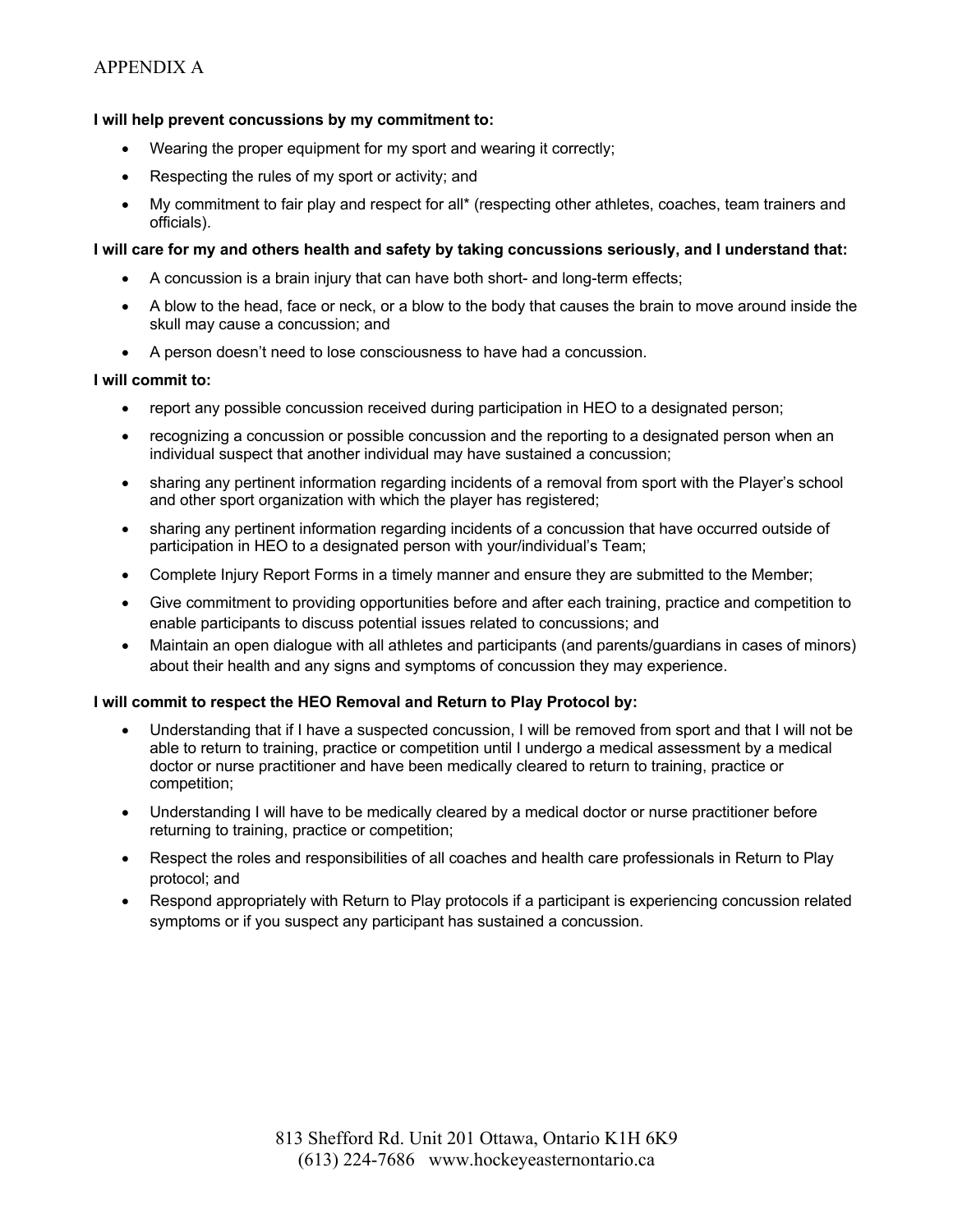APPENDIX A

**I will help prevent concussions by my commitment to:**

- Wearing the proper equipment for my sport and wearing it correctly;
- Respecting the rules of my sport or activity; and
- My commitment to fair play and respect for all* (respecting other athletes, coaches, team trainers and officials).

**I will care for my and others health and safety by taking concussions seriously, and I understand that:**

- A concussion is a brain injury that can have both short- and long-term effects;
- A blow to the head, face or neck, or a blow to the body that causes the brain to move around inside the skull may cause a concussion; and
- A person doesn't need to lose consciousness to have had a concussion.

**I will commit to:**

- report any possible concussion received during participation in HEO to a designated person;
- recognizing a concussion or possible concussion and the reporting to a designated person when an individual suspect that another individual may have sustained a concussion;
- sharing any pertinent information regarding incidents of a removal from sport with the Player's school and other sport organization with which the player has registered;
- sharing any pertinent information regarding incidents of a concussion that have occurred outside of participation in HEO to a designated person with your/individual's Team;
- Complete Injury Report Forms in a timely manner and ensure they are submitted to the Member;
- Give commitment to providing opportunities before and after each training, practice and competition to enable participants to discuss potential issues related to concussions; and
- Maintain an open dialogue with all athletes and participants (and parents/guardians in cases of minors) about their health and any signs and symptoms of concussion they may experience.

**I will commit to respect the HEO Removal and Return to Play Protocol by:**

- Understanding that if I have a suspected concussion, I will be removed from sport and that I will not be able to return to training, practice or competition until I undergo a medical assessment by a medical doctor or nurse practitioner and have been medically cleared to return to training, practice or competition;
- Understanding I will have to be medically cleared by a medical doctor or nurse practitioner before returning to training, practice or competition;
- Respect the roles and responsibilities of all coaches and health care professionals in Return to Play protocol; and
- Respond appropriately with Return to Play protocols if a participant is experiencing concussion related symptoms or if you suspect any participant has sustained a concussion.